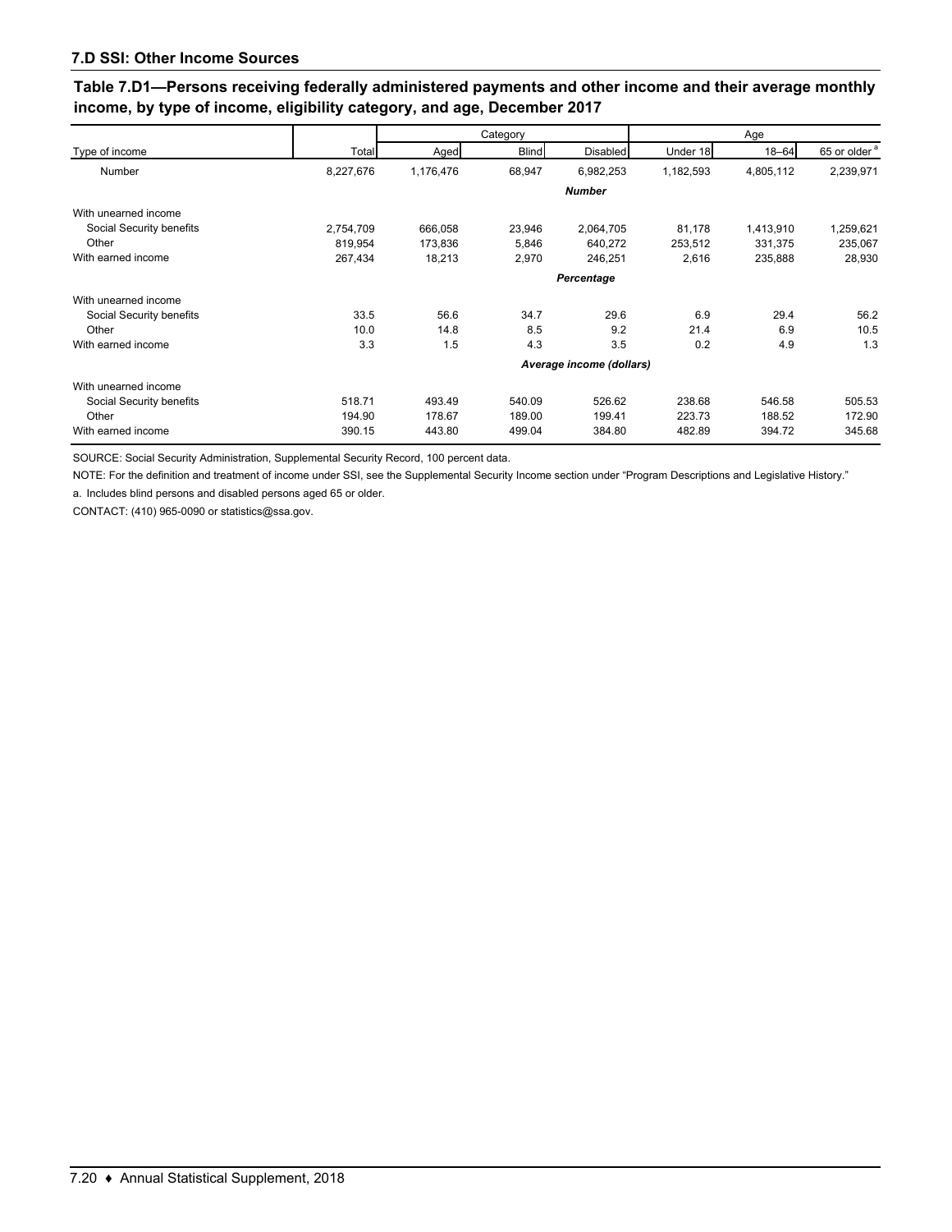## 7.D SSI: Other Income Sources

### Table 7.D1—Persons receiving federally administered payments and other income and their average monthly income, by type of income, eligibility category, and age, December 2017

| Type of income | Total | Category | | | Age | | |
|---|---|---|---|---|---|---|---|
| | | Aged | Blind | Disabled | Under 18 | 18–64 | 65 or older [a] |
| Number | 8,227,676 | 1,176,476 | 68,947 | 6,982,253 | 1,182,593 | 4,805,112 | 2,239,971 |
| | | | | *Number* | | | |
| With unearned income | | | | | | | |
| Social Security benefits | 2,754,709 | 666,058 | 23,946 | 2,064,705 | 81,178 | 1,413,910 | 1,259,621 |
| Other | 819,954 | 173,836 | 5,846 | 640,272 | 253,512 | 331,375 | 235,067 |
| With earned income | 267,434 | 18,213 | 2,970 | 246,251 | 2,616 | 235,888 | 28,930 |
| | | | | *Percentage* | | | |
| With unearned income | | | | | | | |
| Social Security benefits | 33.5 | 56.6 | 34.7 | 29.6 | 6.9 | 29.4 | 56.2 |
| Other | 10.0 | 14.8 | 8.5 | 9.2 | 21.4 | 6.9 | 10.5 |
| With earned income | 3.3 | 1.5 | 4.3 | 3.5 | 0.2 | 4.9 | 1.3 |
| | | | | *Average income (dollars)* | | | |
| With unearned income | | | | | | | |
| Social Security benefits | 518.71 | 493.49 | 540.09 | 526.62 | 238.68 | 546.58 | 505.53 |
| Other | 194.90 | 178.67 | 189.00 | 199.41 | 223.73 | 188.52 | 172.90 |
| With earned income | 390.15 | 443.80 | 499.04 | 384.80 | 482.89 | 394.72 | 345.68 |

SOURCE: Social Security Administration, Supplemental Security Record, 100 percent data.

NOTE: For the definition and treatment of income under SSI, see the Supplemental Security Income section under "Program Descriptions and Legislative History."

a. Includes blind persons and disabled persons aged 65 or older.

CONTACT: (410) 965-0090 or statistics@ssa.gov.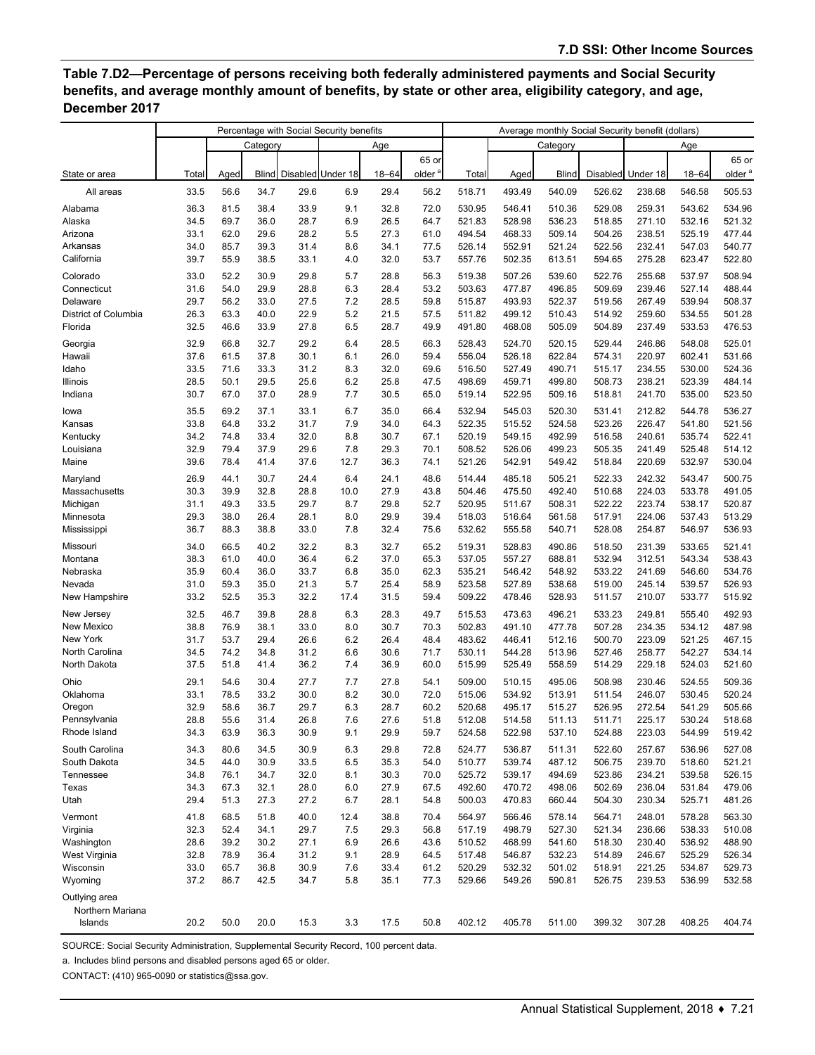# Table 7.D2—Percentage of persons receiving both federally administered payments and Social Security benefits, and average monthly amount of benefits, by state or other area, eligibility category, and age, December 2017

| State or area | Percentage with Social Security benefits | | | | | | | Average monthly Social Security benefit (dollars) | | | | | | |
|---|---|---|---|---|---|---|---|---|---|---|---|---|---|---|
| | Total | Category | | | Age | | | Total | Category | | | Age | | |
| | | Aged | Blind | Disabled | Under 18 | 18–64 | 65 or older [a] | | Aged | Blind | Disabled | Under 18 | 18–64 | 65 or older [a] |
| All areas | 33.5 | 56.6 | 34.7 | 29.6 | 6.9 | 29.4 | 56.2 | 518.71 | 493.49 | 540.09 | 526.62 | 238.68 | 546.58 | 505.53 |
| Alabama | 36.3 | 81.5 | 38.4 | 33.9 | 9.1 | 32.8 | 72.0 | 530.95 | 546.41 | 510.36 | 529.08 | 259.31 | 543.62 | 534.96 |
| Alaska | 34.5 | 69.7 | 36.0 | 28.7 | 6.9 | 26.5 | 64.7 | 521.83 | 528.98 | 536.23 | 518.85 | 271.10 | 532.16 | 521.32 |
| Arizona | 33.1 | 62.0 | 29.6 | 28.2 | 5.5 | 27.3 | 61.0 | 494.54 | 468.33 | 509.14 | 504.26 | 238.51 | 525.19 | 477.44 |
| Arkansas | 34.0 | 85.7 | 39.3 | 31.4 | 8.6 | 34.1 | 77.5 | 526.14 | 552.91 | 521.24 | 522.56 | 232.41 | 547.03 | 540.77 |
| California | 39.7 | 55.9 | 38.5 | 33.1 | 4.0 | 32.0 | 53.7 | 557.76 | 502.35 | 613.51 | 594.65 | 275.28 | 623.47 | 522.80 |
| Colorado | 33.0 | 52.2 | 30.9 | 29.8 | 5.7 | 28.8 | 56.3 | 519.38 | 507.26 | 539.60 | 522.76 | 255.68 | 537.97 | 508.94 |
| Connecticut | 31.6 | 54.0 | 29.9 | 28.8 | 6.3 | 28.4 | 53.2 | 503.63 | 477.87 | 496.85 | 509.69 | 239.46 | 527.14 | 488.44 |
| Delaware | 29.7 | 56.2 | 33.0 | 27.5 | 7.2 | 28.5 | 59.8 | 515.87 | 493.93 | 522.37 | 519.56 | 267.49 | 539.94 | 508.37 |
| District of Columbia | 26.3 | 63.3 | 40.0 | 22.9 | 5.2 | 21.5 | 57.5 | 511.82 | 499.12 | 510.43 | 514.92 | 259.60 | 534.55 | 501.28 |
| Florida | 32.5 | 46.6 | 33.9 | 27.8 | 6.5 | 28.7 | 49.9 | 491.80 | 468.08 | 505.09 | 504.89 | 237.49 | 533.53 | 476.53 |
| Georgia | 32.9 | 66.8 | 32.7 | 29.2 | 6.4 | 28.5 | 66.3 | 528.43 | 524.70 | 520.15 | 529.44 | 246.86 | 548.08 | 525.01 |
| Hawaii | 37.6 | 61.5 | 37.8 | 30.1 | 6.1 | 26.0 | 59.4 | 556.04 | 526.18 | 622.84 | 574.31 | 220.97 | 602.41 | 531.66 |
| Idaho | 33.5 | 71.6 | 33.3 | 31.2 | 8.3 | 32.0 | 69.6 | 516.50 | 527.49 | 490.71 | 515.17 | 234.55 | 530.00 | 524.36 |
| Illinois | 28.5 | 50.1 | 29.5 | 25.6 | 6.2 | 25.8 | 47.5 | 498.69 | 459.71 | 499.80 | 508.73 | 238.21 | 523.39 | 484.14 |
| Indiana | 30.7 | 67.0 | 37.0 | 28.9 | 7.7 | 30.5 | 65.0 | 519.14 | 522.95 | 509.16 | 518.81 | 241.70 | 535.00 | 523.50 |
| Iowa | 35.5 | 69.2 | 37.1 | 33.1 | 6.7 | 35.0 | 66.4 | 532.94 | 545.03 | 520.30 | 531.41 | 212.82 | 544.78 | 536.27 |
| Kansas | 33.8 | 64.8 | 33.2 | 31.7 | 7.9 | 34.0 | 64.3 | 522.35 | 515.52 | 524.58 | 523.26 | 226.47 | 541.80 | 521.56 |
| Kentucky | 34.2 | 74.8 | 33.4 | 32.0 | 8.8 | 30.7 | 67.1 | 520.19 | 549.15 | 492.99 | 516.58 | 240.61 | 535.74 | 522.41 |
| Louisiana | 32.9 | 79.4 | 37.9 | 29.6 | 7.8 | 29.3 | 70.1 | 508.52 | 526.06 | 499.23 | 505.35 | 241.49 | 525.48 | 514.12 |
| Maine | 39.6 | 78.4 | 41.4 | 37.6 | 12.7 | 36.3 | 74.1 | 521.26 | 542.91 | 549.42 | 518.84 | 220.69 | 532.97 | 530.04 |
| Maryland | 26.9 | 44.1 | 30.7 | 24.4 | 6.4 | 24.1 | 48.6 | 514.44 | 485.18 | 505.21 | 522.33 | 242.32 | 543.47 | 500.75 |
| Massachusetts | 30.3 | 39.9 | 32.8 | 28.8 | 10.0 | 27.9 | 43.8 | 504.46 | 475.50 | 492.40 | 510.68 | 224.03 | 533.78 | 491.05 |
| Michigan | 31.1 | 49.3 | 33.5 | 29.7 | 8.7 | 29.8 | 52.7 | 520.95 | 511.67 | 508.31 | 522.22 | 223.74 | 538.17 | 520.87 |
| Minnesota | 29.3 | 38.0 | 26.4 | 28.1 | 8.0 | 29.9 | 39.4 | 518.03 | 516.64 | 561.58 | 517.91 | 224.06 | 537.43 | 513.29 |
| Mississippi | 36.7 | 88.3 | 38.8 | 33.0 | 7.8 | 32.4 | 75.6 | 532.62 | 555.58 | 540.71 | 528.08 | 254.87 | 546.97 | 536.93 |
| Missouri | 34.0 | 66.5 | 40.2 | 32.2 | 8.3 | 32.7 | 65.2 | 519.31 | 528.83 | 490.86 | 518.50 | 231.39 | 533.65 | 521.41 |
| Montana | 38.3 | 61.0 | 40.0 | 36.4 | 6.2 | 37.0 | 65.3 | 537.05 | 557.27 | 688.81 | 532.94 | 312.51 | 543.34 | 538.43 |
| Nebraska | 35.9 | 60.4 | 36.0 | 33.7 | 6.8 | 35.0 | 62.3 | 535.21 | 546.42 | 548.92 | 533.22 | 241.69 | 546.60 | 534.76 |
| Nevada | 31.0 | 59.3 | 35.0 | 21.3 | 5.7 | 25.4 | 58.9 | 523.58 | 527.89 | 538.68 | 519.00 | 245.14 | 539.57 | 526.93 |
| New Hampshire | 33.2 | 52.5 | 35.3 | 32.2 | 17.4 | 31.5 | 59.4 | 509.22 | 478.46 | 528.93 | 511.57 | 210.07 | 533.77 | 515.92 |
| New Jersey | 32.5 | 46.7 | 39.8 | 28.8 | 6.3 | 28.3 | 49.7 | 515.53 | 473.63 | 496.21 | 533.23 | 249.81 | 555.40 | 492.93 |
| New Mexico | 38.8 | 76.9 | 38.1 | 33.0 | 8.0 | 30.7 | 70.3 | 502.83 | 491.10 | 477.78 | 507.28 | 234.35 | 534.12 | 487.98 |
| New York | 31.7 | 53.7 | 29.4 | 26.6 | 6.2 | 26.4 | 48.4 | 483.62 | 446.41 | 512.16 | 500.70 | 223.09 | 521.25 | 467.15 |
| North Carolina | 34.5 | 74.2 | 34.8 | 31.2 | 6.6 | 30.6 | 71.7 | 530.11 | 544.28 | 513.96 | 527.46 | 258.77 | 542.27 | 534.14 |
| North Dakota | 37.5 | 51.8 | 41.4 | 36.2 | 7.4 | 36.9 | 60.0 | 515.99 | 525.49 | 558.59 | 514.29 | 229.18 | 524.03 | 521.60 |
| Ohio | 29.1 | 54.6 | 30.4 | 27.7 | 7.7 | 27.8 | 54.1 | 509.00 | 510.15 | 495.06 | 508.98 | 230.46 | 524.55 | 509.36 |
| Oklahoma | 33.1 | 78.5 | 33.2 | 30.0 | 8.2 | 30.0 | 72.0 | 515.06 | 534.92 | 513.91 | 511.54 | 246.07 | 530.45 | 520.24 |
| Oregon | 32.9 | 58.6 | 36.7 | 29.7 | 6.3 | 28.7 | 60.2 | 520.68 | 495.17 | 515.27 | 526.95 | 272.54 | 541.29 | 505.66 |
| Pennsylvania | 28.8 | 55.6 | 31.4 | 26.8 | 7.6 | 27.6 | 51.8 | 512.08 | 514.58 | 511.13 | 511.71 | 225.17 | 530.24 | 518.68 |
| Rhode Island | 34.3 | 63.9 | 36.3 | 30.9 | 9.1 | 29.9 | 59.7 | 524.58 | 522.98 | 537.10 | 524.88 | 223.03 | 544.99 | 519.42 |
| South Carolina | 34.3 | 80.6 | 34.5 | 30.9 | 6.3 | 29.8 | 72.8 | 524.77 | 536.87 | 511.31 | 522.60 | 257.67 | 536.96 | 527.08 |
| South Dakota | 34.5 | 44.0 | 30.9 | 33.5 | 6.5 | 35.3 | 54.0 | 510.77 | 539.74 | 487.12 | 506.75 | 239.70 | 518.60 | 521.21 |
| Tennessee | 34.8 | 76.1 | 34.7 | 32.0 | 8.1 | 30.3 | 70.0 | 525.72 | 539.17 | 494.69 | 523.86 | 234.21 | 539.58 | 526.15 |
| Texas | 34.3 | 67.3 | 32.1 | 28.0 | 6.0 | 27.9 | 67.5 | 492.60 | 470.72 | 498.06 | 502.69 | 236.04 | 531.84 | 479.06 |
| Utah | 29.4 | 51.3 | 27.3 | 27.2 | 6.7 | 28.1 | 54.8 | 500.03 | 470.83 | 660.44 | 504.30 | 230.34 | 525.71 | 481.26 |
| Vermont | 41.8 | 68.5 | 51.8 | 40.0 | 12.4 | 38.8 | 70.4 | 564.97 | 566.46 | 578.14 | 564.71 | 248.01 | 578.28 | 563.30 |
| Virginia | 32.3 | 52.4 | 34.1 | 29.7 | 7.5 | 29.3 | 56.8 | 517.19 | 498.79 | 527.30 | 521.34 | 236.66 | 538.33 | 510.08 |
| Washington | 28.6 | 39.2 | 30.2 | 27.1 | 6.9 | 26.6 | 43.6 | 510.52 | 468.99 | 541.60 | 518.30 | 230.40 | 536.92 | 488.90 |
| West Virginia | 32.8 | 78.9 | 36.4 | 31.2 | 9.1 | 28.9 | 64.5 | 517.48 | 546.87 | 532.23 | 514.89 | 246.67 | 525.29 | 526.34 |
| Wisconsin | 33.0 | 65.7 | 36.8 | 30.9 | 7.6 | 33.4 | 61.2 | 520.29 | 532.32 | 501.02 | 518.91 | 221.25 | 534.87 | 529.73 |
| Wyoming | 37.2 | 86.7 | 42.5 | 34.7 | 5.8 | 35.1 | 77.3 | 529.66 | 549.26 | 590.81 | 526.75 | 239.53 | 536.99 | 532.58 |
| Outlying area | | | | | | | | | | | | | | |
| Northern Mariana Islands | 20.2 | 50.0 | 20.0 | 15.3 | 3.3 | 17.5 | 50.8 | 402.12 | 405.78 | 511.00 | 399.32 | 307.28 | 408.25 | 404.74 |

SOURCE: Social Security Administration, Supplemental Security Record, 100 percent data.

a. Includes blind persons and disabled persons aged 65 or older.

CONTACT: (410) 965-0090 or statistics@ssa.gov.